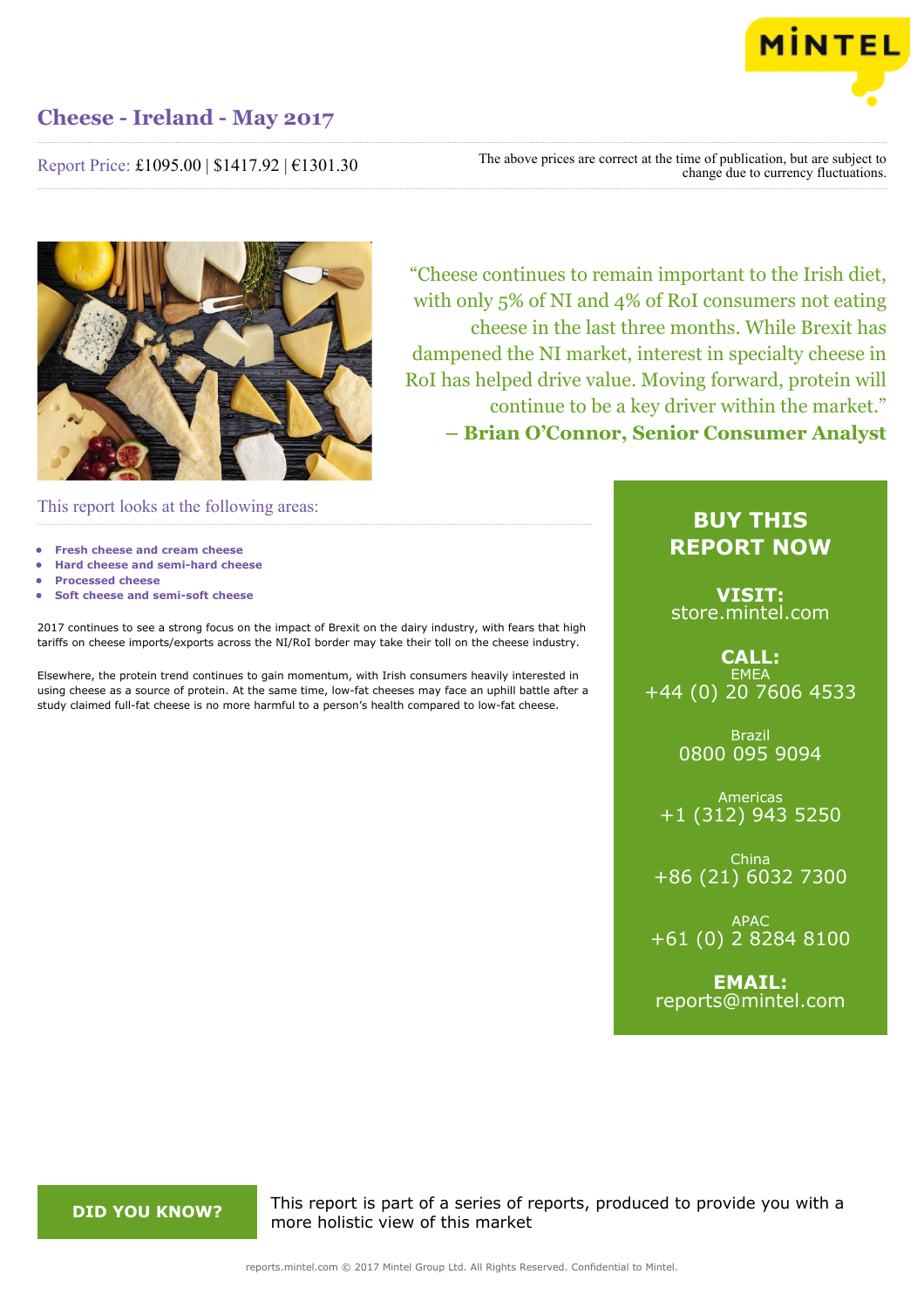# Cheese - Ireland - May 2017

Report Price: £1095.00 | $1417.92 | €1301.30

The above prices are correct at the time of publication, but are subject to change due to currency fluctuations.

"Cheese continues to remain important to the Irish diet, with only 5% of NI and 4% of RoI consumers not eating cheese in the last three months. While Brexit has dampened the NI market, interest in specialty cheese in RoI has helped drive value. Moving forward, protein will continue to be a key driver within the market."
**– Brian O'Connor, Senior Consumer Analyst**

This report looks at the following areas:

- **Fresh cheese and cream cheese**
- **Hard cheese and semi-hard cheese**
- **Processed cheese**
- **Soft cheese and semi-soft cheese**

2017 continues to see a strong focus on the impact of Brexit on the dairy industry, with fears that high tariffs on cheese imports/exports across the NI/RoI border may take their toll on the cheese industry.

Elsewhere, the protein trend continues to gain momentum, with Irish consumers heavily interested in using cheese as a source of protein. At the same time, low-fat cheeses may face an uphill battle after a study claimed full-fat cheese is no more harmful to a person's health compared to low-fat cheese.

**BUY THIS REPORT NOW**

**VISIT:**
store.mintel.com

**CALL:**
EMEA
+44 (0) 20 7606 4533

Brazil
0800 095 9094

Americas
+1 (312) 943 5250

China
+86 (21) 6032 7300

APAC
+61 (0) 2 8284 8100

**EMAIL:**
reports@mintel.com

**DID YOU KNOW?**

This report is part of a series of reports, produced to provide you with a more holistic view of this market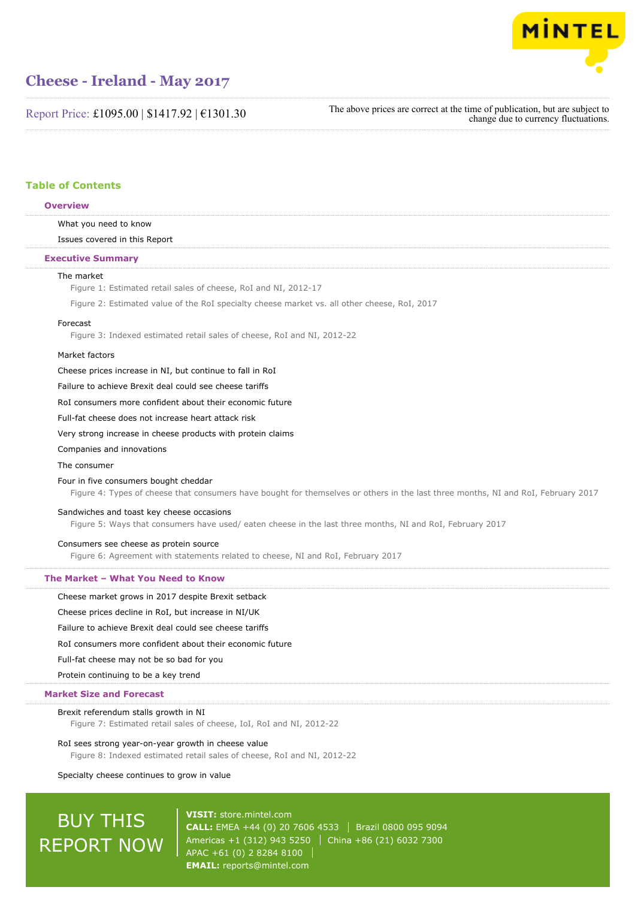# Cheese - Ireland - May 2017

Report Price: £1095.00 | $1417.92 | €1301.30

The above prices are correct at the time of publication, but are subject to change due to currency fluctuations.

## Table of Contents

### Overview

What you need to know

Issues covered in this Report

### Executive Summary

The market

Figure 1: Estimated retail sales of cheese, RoI and NI, 2012-17

Figure 2: Estimated value of the RoI specialty cheese market vs. all other cheese, RoI, 2017

Forecast

Figure 3: Indexed estimated retail sales of cheese, RoI and NI, 2012-22

Market factors

Cheese prices increase in NI, but continue to fall in RoI

Failure to achieve Brexit deal could see cheese tariffs

RoI consumers more confident about their economic future

Full-fat cheese does not increase heart attack risk

Very strong increase in cheese products with protein claims

Companies and innovations

The consumer

Four in five consumers bought cheddar

Figure 4: Types of cheese that consumers have bought for themselves or others in the last three months, NI and RoI, February 2017

Sandwiches and toast key cheese occasions

Figure 5: Ways that consumers have used/ eaten cheese in the last three months, NI and RoI, February 2017

Consumers see cheese as protein source

Figure 6: Agreement with statements related to cheese, NI and RoI, February 2017

### The Market – What You Need to Know

Cheese market grows in 2017 despite Brexit setback

Cheese prices decline in RoI, but increase in NI/UK

Failure to achieve Brexit deal could see cheese tariffs

RoI consumers more confident about their economic future

Full-fat cheese may not be so bad for you

Protein continuing to be a key trend

### Market Size and Forecast

Brexit referendum stalls growth in NI

Figure 7: Estimated retail sales of cheese, IoI, RoI and NI, 2012-22

RoI sees strong year-on-year growth in cheese value

Figure 8: Indexed estimated retail sales of cheese, RoI and NI, 2012-22

Specialty cheese continues to grow in value

BUY THIS REPORT NOW

**VISIT:** store.mintel.com

**CALL:** EMEA +44 (0) 20 7606 4533 | Brazil 0800 095 9094 | Americas +1 (312) 943 5250 | China +86 (21) 6032 7300 | APAC +61 (0) 2 8284 8100

**EMAIL:** reports@mintel.com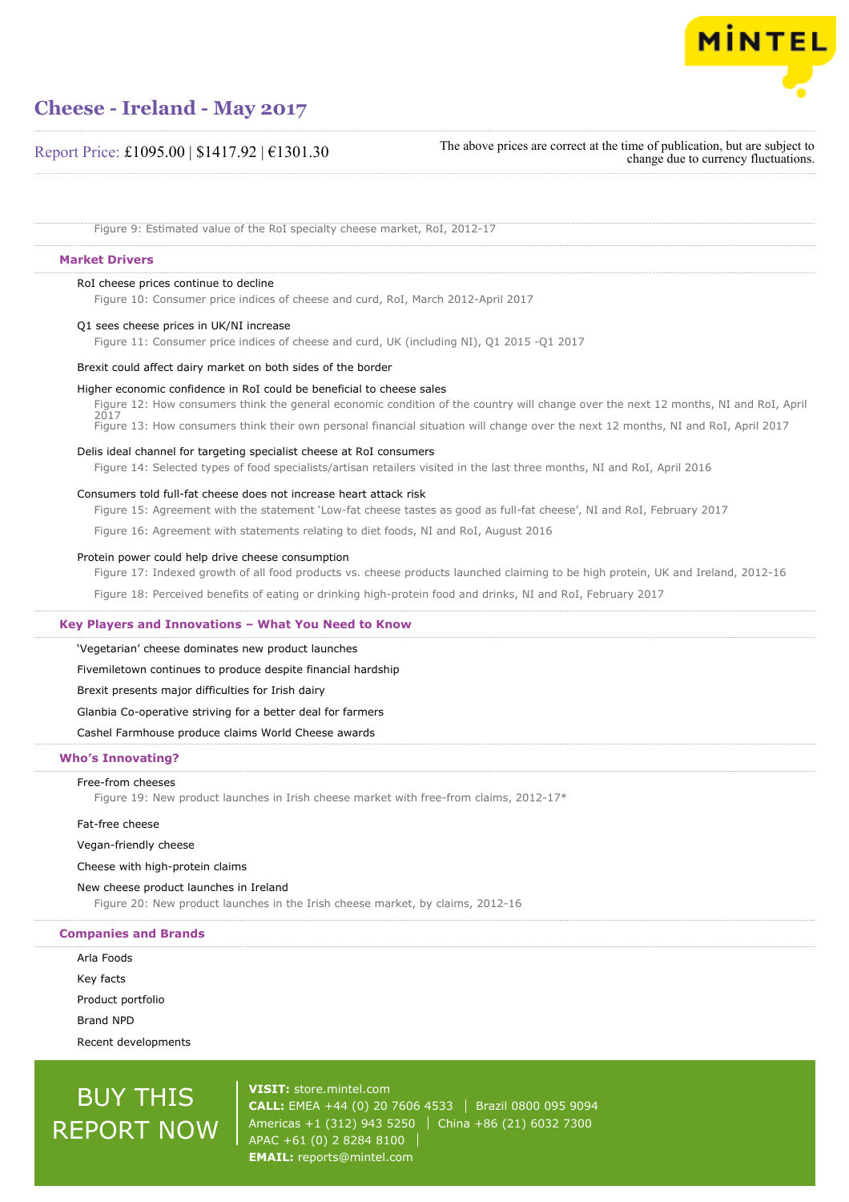Figure 9: Estimated value of the RoI specialty cheese market, RoI, 2012-17

## Market Drivers

RoI cheese prices continue to decline

Figure 10: Consumer price indices of cheese and curd, RoI, March 2012-April 2017

Q1 sees cheese prices in UK/NI increase

Figure 11: Consumer price indices of cheese and curd, UK (including NI), Q1 2015 -Q1 2017

Brexit could affect dairy market on both sides of the border

Higher economic confidence in RoI could be beneficial to cheese sales

Figure 12: How consumers think the general economic condition of the country will change over the next 12 months, NI and RoI, April 2017

Figure 13: How consumers think their own personal financial situation will change over the next 12 months, NI and RoI, April 2017

Delis ideal channel for targeting specialist cheese at RoI consumers

Figure 14: Selected types of food specialists/artisan retailers visited in the last three months, NI and RoI, April 2016

Consumers told full-fat cheese does not increase heart attack risk

Figure 15: Agreement with the statement 'Low-fat cheese tastes as good as full-fat cheese', NI and RoI, February 2017

Figure 16: Agreement with statements relating to diet foods, NI and RoI, August 2016

Protein power could help drive cheese consumption

Figure 17: Indexed growth of all food products vs. cheese products launched claiming to be high protein, UK and Ireland, 2012-16

Figure 18: Perceived benefits of eating or drinking high-protein food and drinks, NI and RoI, February 2017

## Key Players and Innovations – What You Need to Know

'Vegetarian' cheese dominates new product launches

Fivemiletown continues to produce despite financial hardship

Brexit presents major difficulties for Irish dairy

Glanbia Co-operative striving for a better deal for farmers

Cashel Farmhouse produce claims World Cheese awards

## Who's Innovating?

Free-from cheeses

Figure 19: New product launches in Irish cheese market with free-from claims, 2012-17*

Fat-free cheese

Vegan-friendly cheese

Cheese with high-protein claims

New cheese product launches in Ireland

Figure 20: New product launches in the Irish cheese market, by claims, 2012-16

## Companies and Brands

Arla Foods

Key facts

Product portfolio

Brand NPD

Recent developments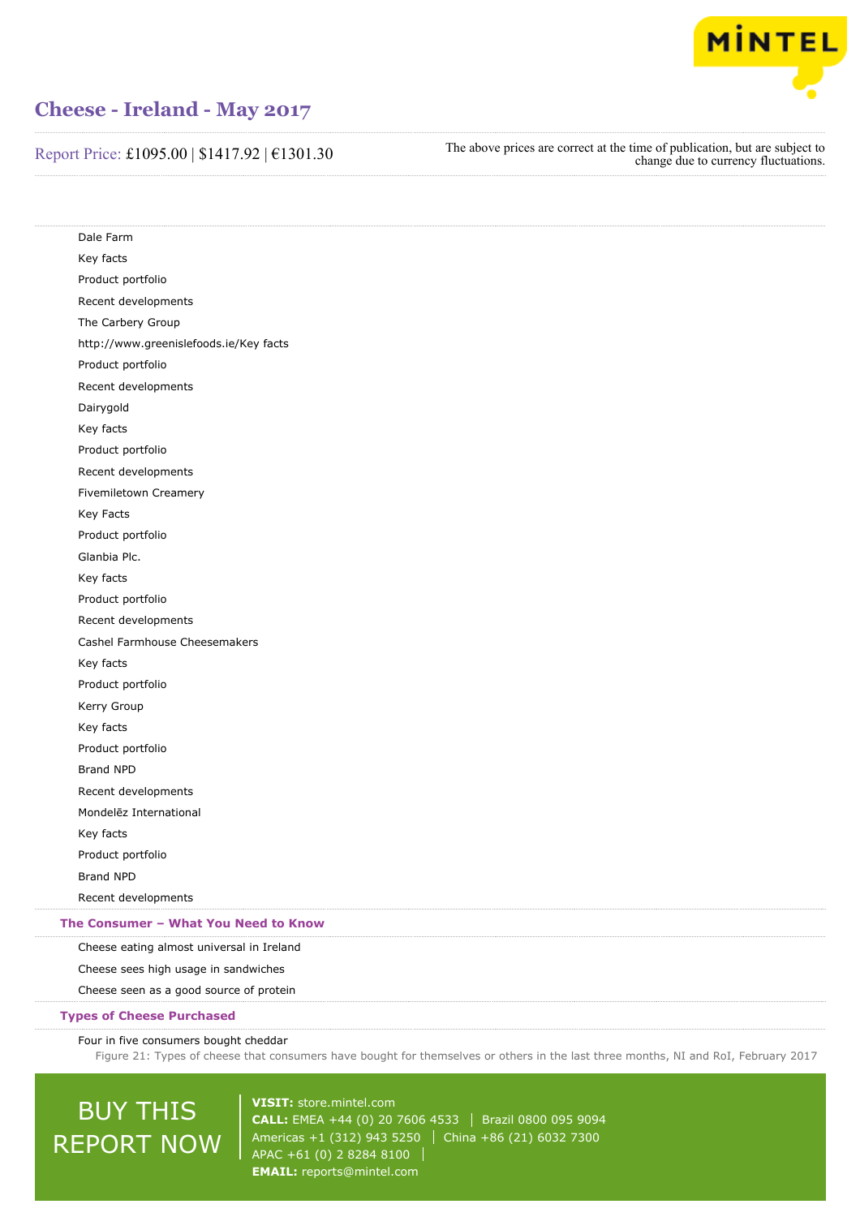Dale Farm

Key facts

Product portfolio

Recent developments

The Carbery Group

http://www.greenislefoods.ie/Key facts

Product portfolio

Recent developments

Dairygold

Key facts

Product portfolio

Recent developments

Fivemiletown Creamery

Key Facts

Product portfolio

Glanbia Plc.

Key facts

Product portfolio

Recent developments

Cashel Farmhouse Cheesemakers

Key facts

Product portfolio

Kerry Group

Key facts

Product portfolio

Brand NPD

Recent developments

Mondelēz International

Key facts

Product portfolio

Brand NPD

Recent developments

## The Consumer – What You Need to Know

Cheese eating almost universal in Ireland

Cheese sees high usage in sandwiches

Cheese seen as a good source of protein

## Types of Cheese Purchased

Four in five consumers bought cheddar

Figure 21: Types of cheese that consumers have bought for themselves or others in the last three months, NI and RoI, February 2017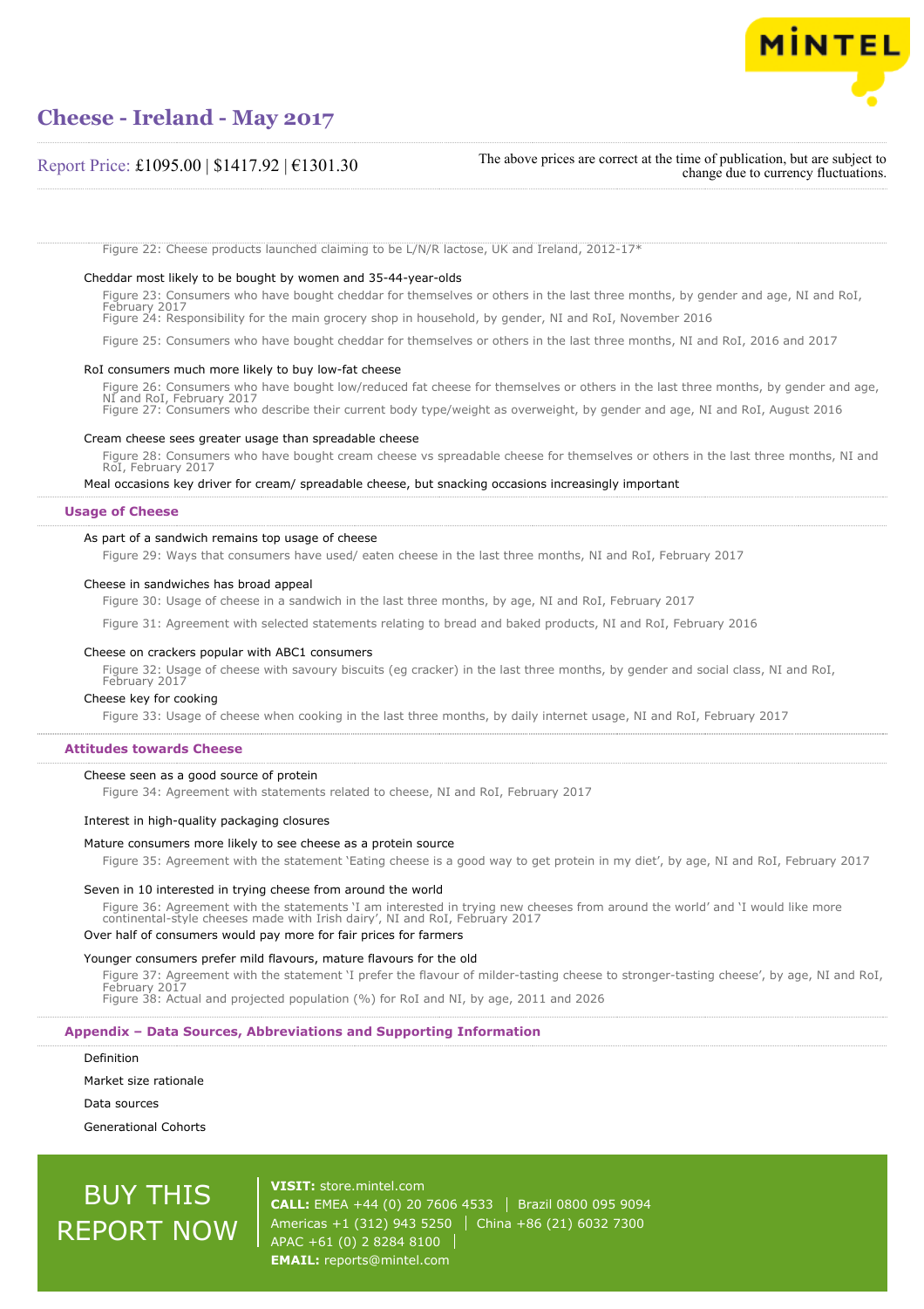Figure 22: Cheese products launched claiming to be L/N/R lactose, UK and Ireland, 2012-17*

Cheddar most likely to be bought by women and 35-44-year-olds

Figure 23: Consumers who have bought cheddar for themselves or others in the last three months, by gender and age, NI and RoI, February 2017

Figure 24: Responsibility for the main grocery shop in household, by gender, NI and RoI, November 2016

Figure 25: Consumers who have bought cheddar for themselves or others in the last three months, NI and RoI, 2016 and 2017

RoI consumers much more likely to buy low-fat cheese

Figure 26: Consumers who have bought low/reduced fat cheese for themselves or others in the last three months, by gender and age, NI and RoI, February 2017

Figure 27: Consumers who describe their current body type/weight as overweight, by gender and age, NI and RoI, August 2016

Cream cheese sees greater usage than spreadable cheese

Figure 28: Consumers who have bought cream cheese vs spreadable cheese for themselves or others in the last three months, NI and RoI, February 2017

Meal occasions key driver for cream/ spreadable cheese, but snacking occasions increasingly important

## Usage of Cheese

As part of a sandwich remains top usage of cheese

Figure 29: Ways that consumers have used/ eaten cheese in the last three months, NI and RoI, February 2017

Cheese in sandwiches has broad appeal

Figure 30: Usage of cheese in a sandwich in the last three months, by age, NI and RoI, February 2017

Figure 31: Agreement with selected statements relating to bread and baked products, NI and RoI, February 2016

Cheese on crackers popular with ABC1 consumers

Figure 32: Usage of cheese with savoury biscuits (eg cracker) in the last three months, by gender and social class, NI and RoI, February 2017

Cheese key for cooking

Figure 33: Usage of cheese when cooking in the last three months, by daily internet usage, NI and RoI, February 2017

## Attitudes towards Cheese

Cheese seen as a good source of protein

Figure 34: Agreement with statements related to cheese, NI and RoI, February 2017

Interest in high-quality packaging closures

Mature consumers more likely to see cheese as a protein source

Figure 35: Agreement with the statement 'Eating cheese is a good way to get protein in my diet', by age, NI and RoI, February 2017

Seven in 10 interested in trying cheese from around the world

Figure 36: Agreement with the statements 'I am interested in trying new cheeses from around the world' and 'I would like more continental-style cheeses made with Irish dairy', NI and RoI, February 2017

Over half of consumers would pay more for fair prices for farmers

Younger consumers prefer mild flavours, mature flavours for the old

Figure 37: Agreement with the statement 'I prefer the flavour of milder-tasting cheese to stronger-tasting cheese', by age, NI and RoI, February 2017

Figure 38: Actual and projected population (%) for RoI and NI, by age, 2011 and 2026

## Appendix – Data Sources, Abbreviations and Supporting Information

Definition

Market size rationale

Data sources

Generational Cohorts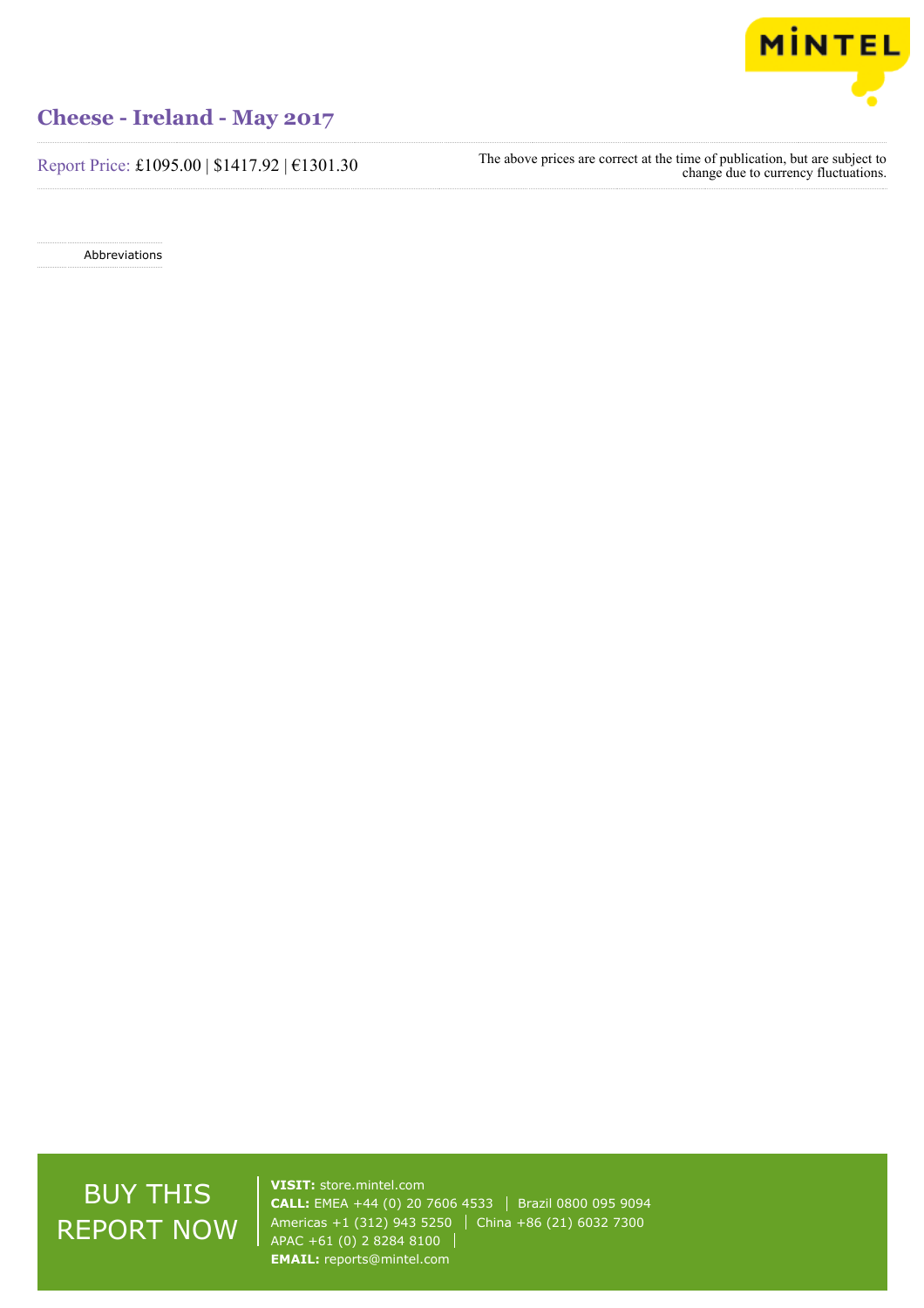Abbreviations